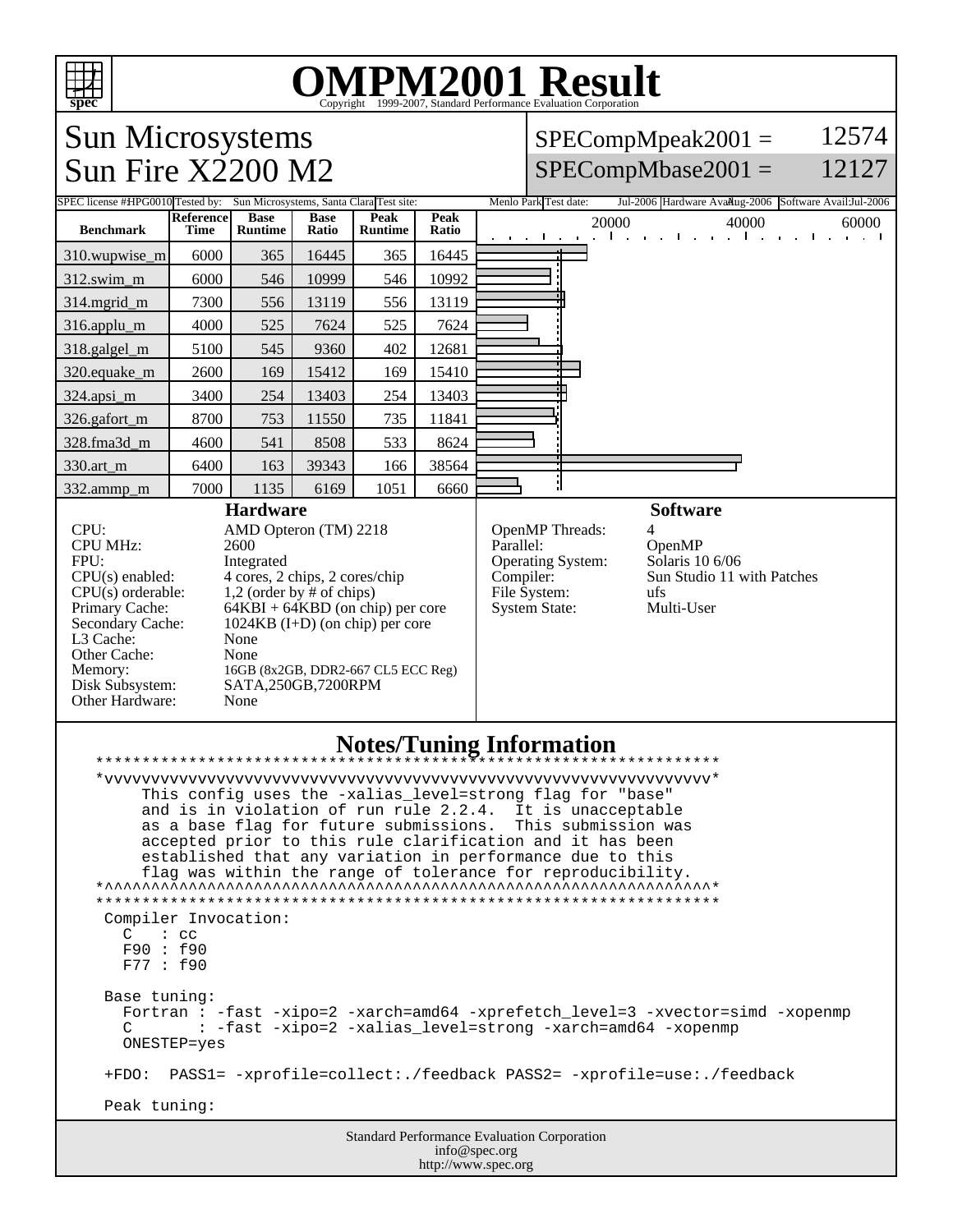# OMPM2001 Result

Copyright 1999-2007, Standard Performance Evaluation Corporation

## Sun Microsystems
## Sun Fire X2200 M2

SPECompMpeak2001 = 12574

SPECompMbase2001 = 12127

SPEC license #: HPG0010 | Tested by: Sun Microsystems, Santa Clara | Test site: Menlo Park | Test date: Jul-2006 | Hardware Avail: Aug-2006 | Software Avail: Jul-2006

| Benchmark | Reference Time | Base Runtime | Base Ratio | Peak Runtime | Peak Ratio |
|---|---|---|---|---|---|
| 310.wupwise_m | 6000 | 365 | 16445 | 365 | 16445 |
| 312.swim_m | 6000 | 546 | 10999 | 546 | 10992 |
| 314.mgrid_m | 7300 | 556 | 13119 | 556 | 13119 |
| 316.applu_m | 4000 | 525 | 7624 | 525 | 7624 |
| 318.galgel_m | 5100 | 545 | 9360 | 402 | 12681 |
| 320.equake_m | 2600 | 169 | 15412 | 169 | 15410 |
| 324.apsi_m | 3400 | 254 | 13403 | 254 | 13403 |
| 326.gafort_m | 8700 | 753 | 11550 | 735 | 11841 |
| 328.fma3d_m | 4600 | 541 | 8508 | 533 | 8624 |
| 330.art_m | 6400 | 163 | 39343 | 166 | 38564 |
| 332.ammp_m | 7000 | 1135 | 6169 | 1051 | 6660 |

### Hardware

| | |
|---|---|
| CPU: | AMD Opteron (TM) 2218 |
| CPU MHz: | 2600 |
| FPU: | Integrated |
| CPU(s) enabled: | 4 cores, 2 chips, 2 cores/chip |
| CPU(s) orderable: | 1,2 (order by # of chips) |
| Primary Cache: | 64KBI + 64KBD (on chip) per core |
| Secondary Cache: | 1024KB (I+D) (on chip) per core |
| L3 Cache: | None |
| Other Cache: | None |
| Memory: | 16GB (8x2GB, DDR2-667 CL5 ECC Reg) |
| Disk Subsystem: | SATA,250GB,7200RPM |
| Other Hardware: | None |

### Software

| | |
|---|---|
| OpenMP Threads: | 4 |
| Parallel: | OpenMP |
| Operating System: | Solaris 10 6/06 |
| Compiler: | Sun Studio 11 with Patches |
| File System: | ufs |
| System State: | Multi-User |

### Notes/Tuning Information

```
*****************************************************************
*vvvvvvvvvvvvvvvvvvvvvvvvvvvvvvvvvvvvvvvvvvvvvvvvvvvvvvvvvvvvvvv*
     This config uses the -xalias_level=strong flag for "base"
     and is in violation of run rule 2.2.4.  It is unacceptable
     as a base flag for future submissions.  This submission was
     accepted prior to this rule clarification and it has been
     established that any variation in performance due to this
     flag was within the range of tolerance for reproducibility.
*^^^^^^^^^^^^^^^^^^^^^^^^^^^^^^^^^^^^^^^^^^^^^^^^^^^^^^^^^^^^^^^*
*****************************************************************
 Compiler Invocation:
   C   : cc
   F90 : f90
   F77 : f90

 Base tuning:
   Fortran : -fast -xipo=2 -xarch=amd64 -xprefetch_level=3 -xvector=simd -xopenmp
   C       : -fast -xipo=2 -xalias_level=strong -xarch=amd64 -xopenmp
   ONESTEP=yes

 +FDO:  PASS1= -xprofile=collect:./feedback PASS2= -xprofile=use:./feedback

 Peak tuning:
```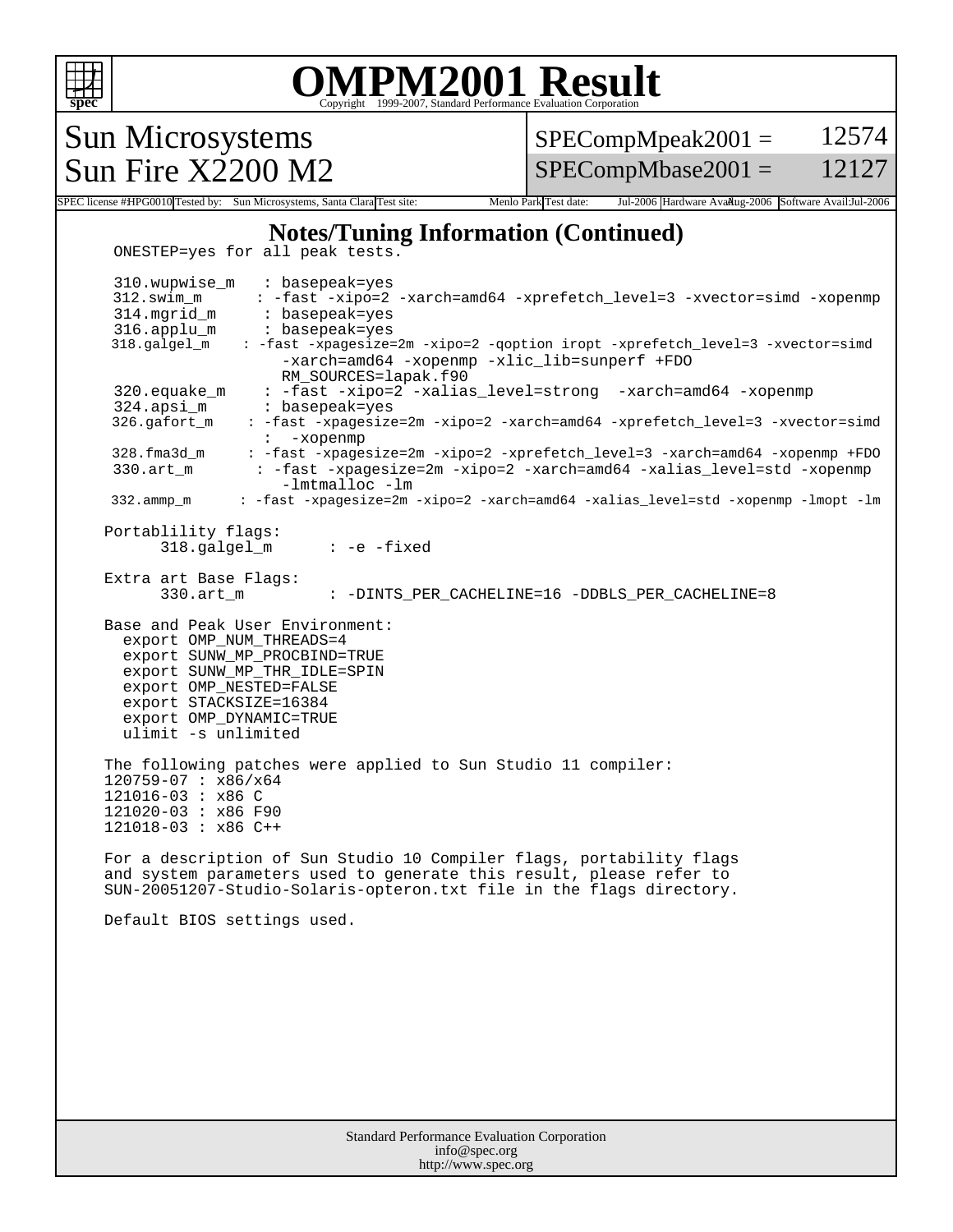# OMPM2001 Result

Sun Microsystems
Sun Fire X2200 M2

SPECompMpeak2001 = 12574
SPECompMbase2001 = 12127

SPEC license #:HPG0010 Tested by: Sun Microsystems, Santa Clara Test site: Menlo Park Test date: Jul-2006 Hardware Avail: Aug-2006 Software Avail: Jul-2006

## Notes/Tuning Information (Continued)

```
ONESTEP=yes for all peak tests.

 310.wupwise_m   : basepeak=yes
 312.swim_m      : -fast -xipo=2 -xarch=amd64 -xprefetch_level=3 -xvector=simd -xopenmp
 314.mgrid_m     : basepeak=yes
 316.applu_m     : basepeak=yes
 318.galgel_m    : -fast -xpagesize=2m -xipo=2 -qoption iropt -xprefetch_level=3 -xvector=simd
                   -xarch=amd64 -xopenmp -xlic_lib=sunperf +FDO
                   RM_SOURCES=lapak.f90
 320.equake_m    : -fast -xipo=2 -xalias_level=strong  -xarch=amd64 -xopenmp
 324.apsi_m      : basepeak=yes
 326.gafort_m    : -fast -xpagesize=2m -xipo=2 -xarch=amd64 -xprefetch_level=3 -xvector=simd
                 :  -xopenmp
 328.fma3d_m     : -fast -xpagesize=2m -xipo=2 -xprefetch_level=3 -xarch=amd64 -xopenmp +FDO
 330.art_m       : -fast -xpagesize=2m -xipo=2 -xarch=amd64 -xalias_level=std -xopenmp
                   -lmtmalloc -lm
 332.ammp_m      : -fast -xpagesize=2m -xipo=2 -xarch=amd64 -xalias_level=std -xopenmp -lmopt -lm

Portablility flags:
      318.galgel_m      : -e -fixed

Extra art Base Flags:
      330.art_m         : -DINTS_PER_CACHELINE=16 -DDBLS_PER_CACHELINE=8

Base and Peak User Environment:
   export OMP_NUM_THREADS=4
   export SUNW_MP_PROCBIND=TRUE
   export SUNW_MP_THR_IDLE=SPIN
   export OMP_NESTED=FALSE
   export STACKSIZE=16384
   export OMP_DYNAMIC=TRUE
   ulimit -s unlimited

The following patches were applied to Sun Studio 11 compiler:
120759-07 : x86/x64
121016-03 : x86 C
121020-03 : x86 F90
121018-03 : x86 C++

For a description of Sun Studio 10 Compiler flags, portability flags
and system parameters used to generate this result, please refer to
SUN-20051207-Studio-Solaris-opteron.txt file in the flags directory.

Default BIOS settings used.
```

Standard Performance Evaluation Corporation
info@spec.org
http://www.spec.org